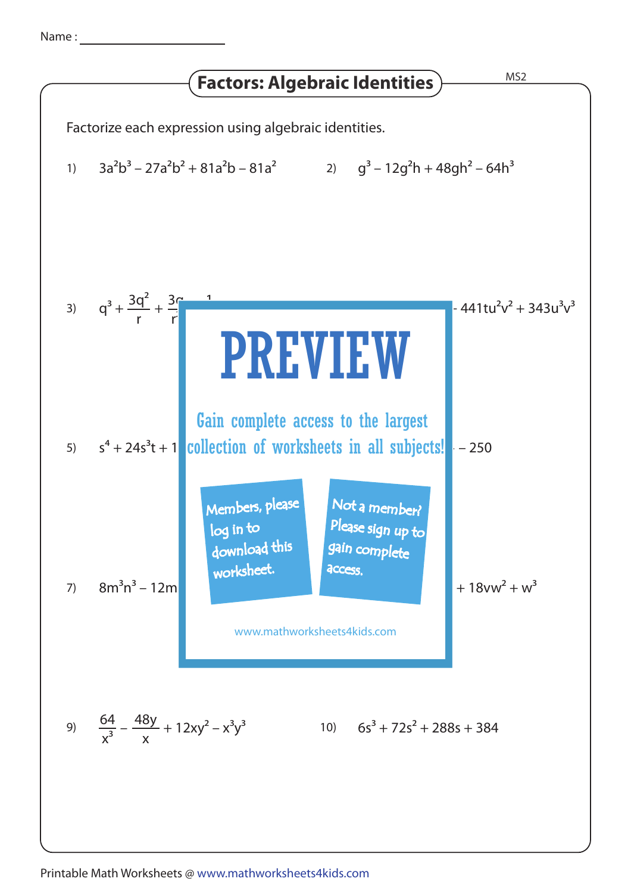Name :

# Factors: Algebraic Identities

MS2

Factorize each expression using algebraic identities.

1) $3a^2b^3 - 27a^2b^2 + 81a^2b - 81a^2$

2) $g^3 - 12g^2h + 48gh^2 - 64h^3$

3) $q^3 + \frac{3q^2}{r} + \frac{3q}{r}$ ... $- 441tu^2v^2 + 343u^3v^3$

# PREVIEW

Gain complete access to the largest collection of worksheets in all subjects!

Members, please log in to download this worksheet.

Not a member? Please sign up to gain complete access.

www.mathworksheets4kids.com

5) $s^4 + 24s^3t + 1$ ... $- 250$

7) $8m^3n^3 - 12m$ ... $+ 18vw^2 + w^3$

9) $\frac{64}{x^3} - \frac{48y}{x} + 12xy^2 - x^3y^3$

10) $6s^3 + 72s^2 + 288s + 384$

Printable Math Worksheets @ www.mathworksheets4kids.com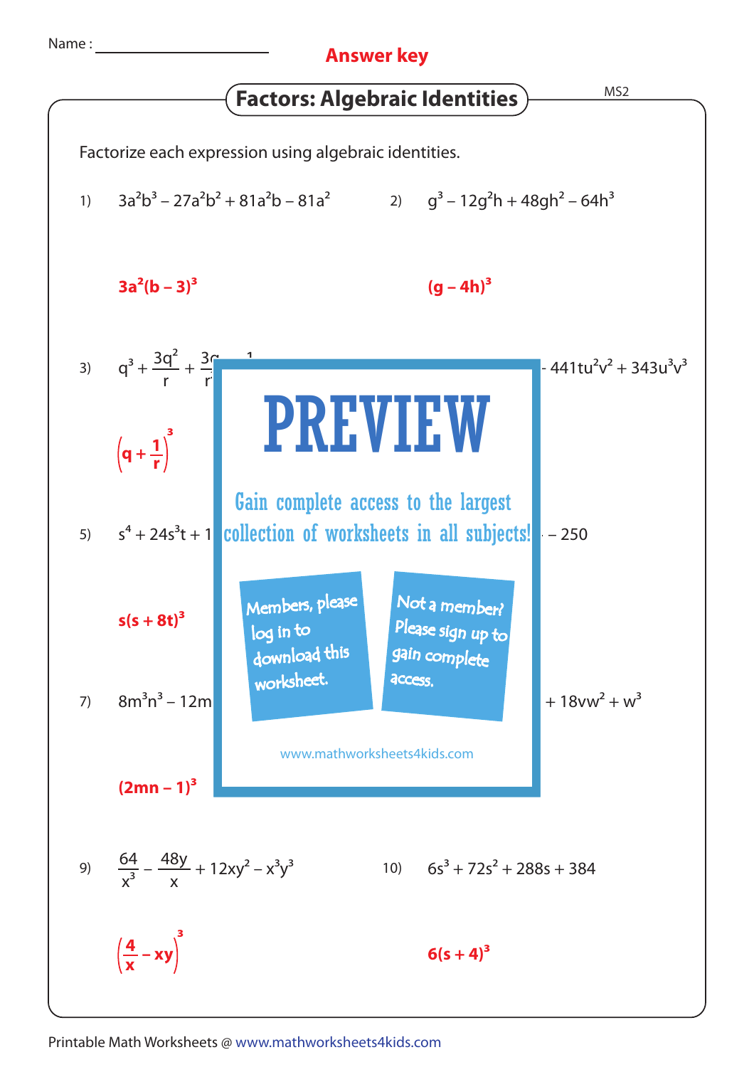Name : ____________________

**Answer key**

# Factors: Algebraic Identities

MS2

Factorize each expression using algebraic identities.

1) $3a^2b^3 - 27a^2b^2 + 81a^2b - 81a^2$

**$3a^2(b - 3)^3$**

2) $g^3 - 12g^2h + 48gh^2 - 64h^3$

**$(g - 4h)^3$**

3) $q^3 + \frac{3q^2}{r} + \frac{3q}{r}$ ... $\frac{1}{}$

**$\left(q + \frac{1}{r}\right)^3$**

4) ... $- 441tu^2v^2 + 343u^3v^3$

5) $s^4 + 24s^3t + 1$ ...

**$s(s + 8t)^3$**

6) ... $- 250$

7) $8m^3n^3 - 12m$ ...

**$(2mn - 1)^3$**

8) ... $+ 18vw^2 + w^3$

**PREVIEW**

Gain complete access to the largest collection of worksheets in all subjects!

Members, please log in to download this worksheet.

Not a member? Please sign up to gain complete access.

www.mathworksheets4kids.com

9) $\frac{64}{x^3} - \frac{48y}{x} + 12xy^2 - x^3y^3$

**$\left(\frac{4}{x} - xy\right)^3$**

10) $6s^3 + 72s^2 + 288s + 384$

**$6(s + 4)^3$**

Printable Math Worksheets @ www.mathworksheets4kids.com